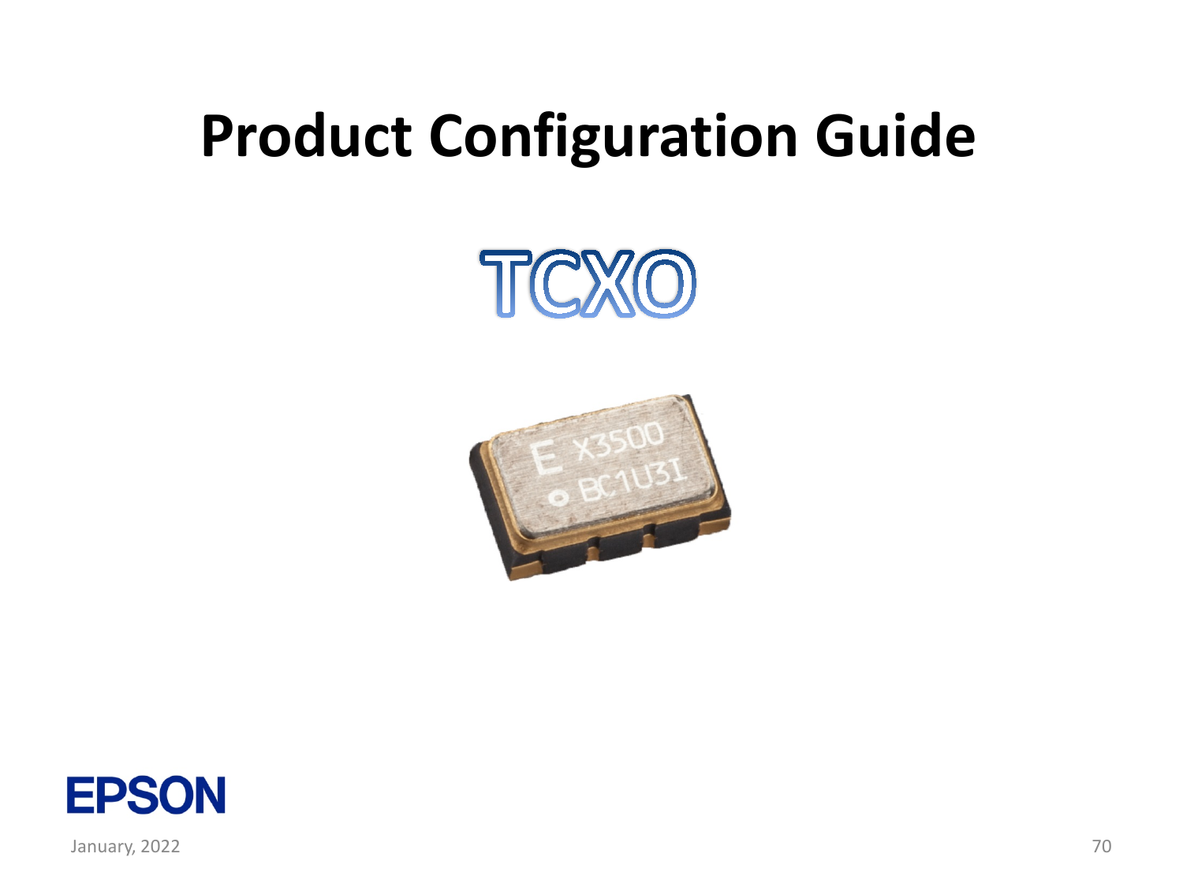# Product Configuration Guide

## TCXO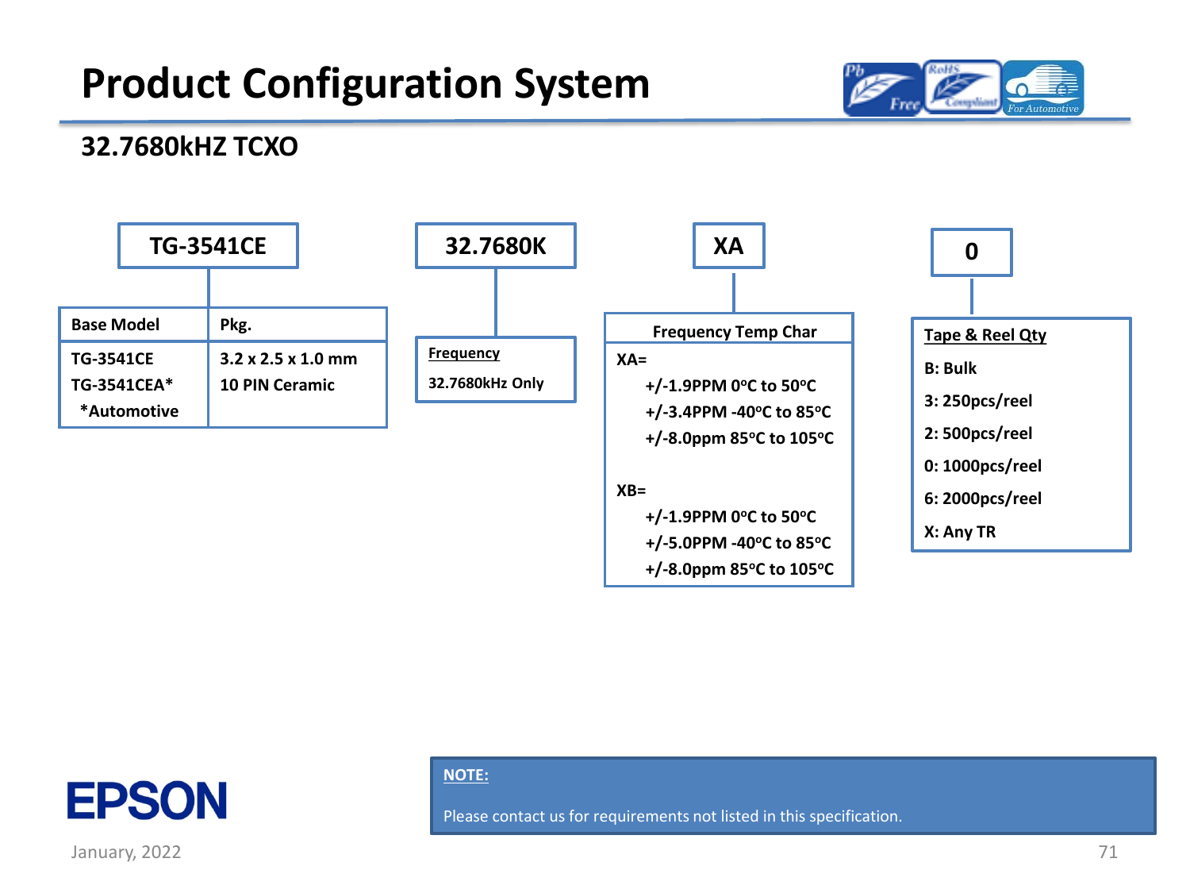# Product Configuration System

## 32.7680kHZ TCXO

**TG-3541CE** | **32.7680K** | **XA** | **0**

| Base Model | Pkg. |
|---|---|
| TG-3541CE<br>TG-3541CEA*<br>*Automotive | 3.2 x 2.5 x 1.0 mm<br>10 PIN Ceramic |

**Frequency**

32.7680kHz Only

**Frequency Temp Char**

XA=
- +/-1.9PPM 0ºC to 50ºC
- +/-3.4PPM -40ºC to 85ºC
- +/-8.0ppm 85ºC to 105ºC

XB=
- +/-1.9PPM 0ºC to 50ºC
- +/-5.0PPM -40ºC to 85ºC
- +/-8.0ppm 85ºC to 105ºC

**Tape & Reel Qty**

- B: Bulk
- 3: 250pcs/reel
- 2: 500pcs/reel
- 0: 1000pcs/reel
- 6: 2000pcs/reel
- X: Any TR

**NOTE:**

Please contact us for requirements not listed in this specification.

January, 2022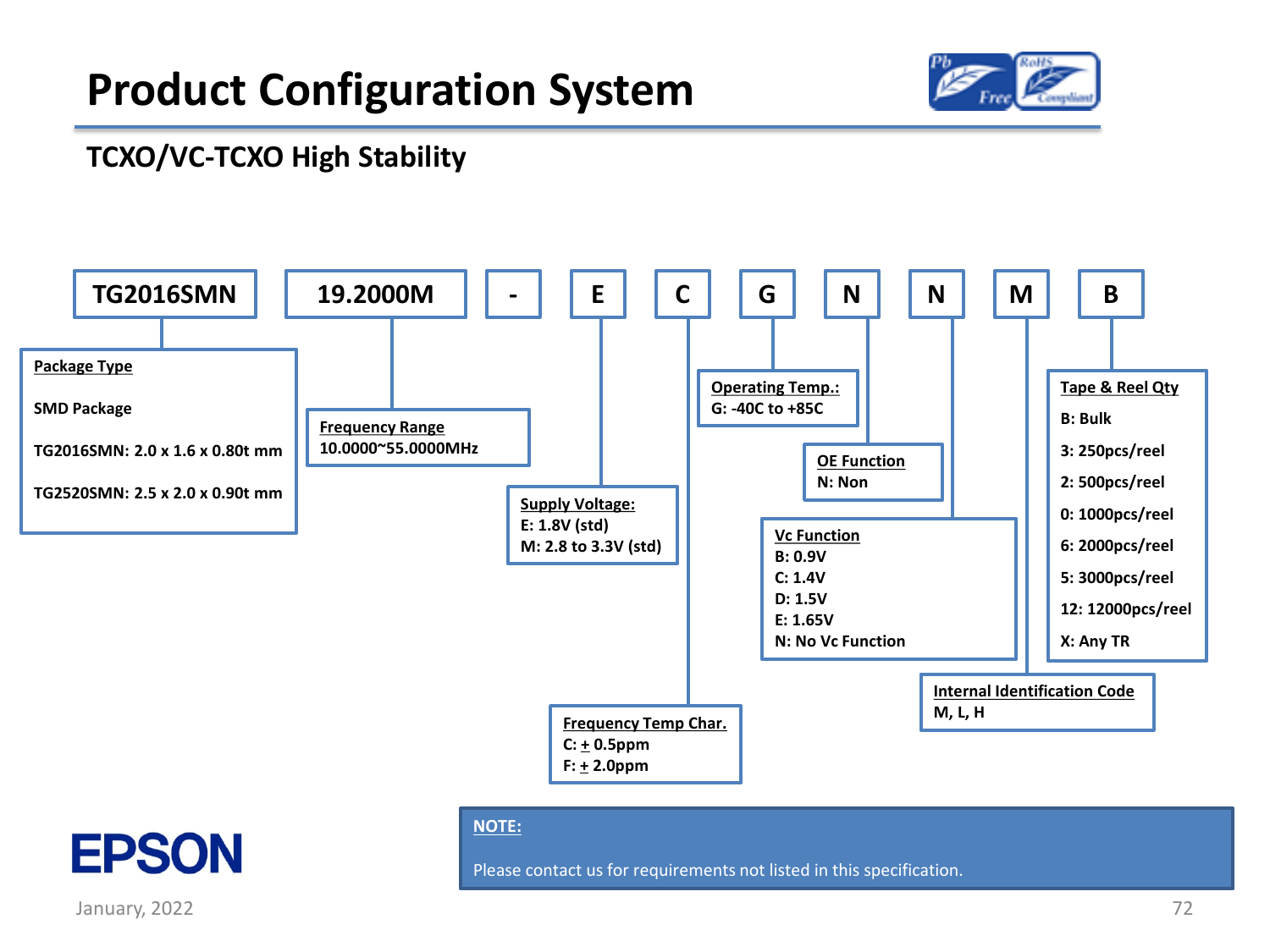# Product Configuration System

## TCXO/VC-TCXO High Stability

| TG2016SMN | 19.2000M | - | E | C | G | N | N | M | B |
|---|---|---|---|---|---|---|---|---|---|

**Package Type**

SMD Package

TG2016SMN: 2.0 x 1.6 x 0.80t mm

TG2520SMN: 2.5 x 2.0 x 0.90t mm

**Frequency Range**

10.0000~55.0000MHz

**Supply Voltage:**

E: 1.8V (std)

M: 2.8 to 3.3V (std)

**Frequency Temp Char.**

C: ± 0.5ppm

F: ± 2.0ppm

**Operating Temp.:**

G: -40C to +85C

**OE Function**

N: Non

**Vc Function**

B: 0.9V

C: 1.4V

D: 1.5V

E: 1.65V

N: No Vc Function

**Internal Identification Code**

M, L, H

**Tape & Reel Qty**

B: Bulk

3: 250pcs/reel

2: 500pcs/reel

0: 1000pcs/reel

6: 2000pcs/reel

5: 3000pcs/reel

12: 12000pcs/reel

X: Any TR

**NOTE:**

Please contact us for requirements not listed in this specification.

EPSON

January, 2022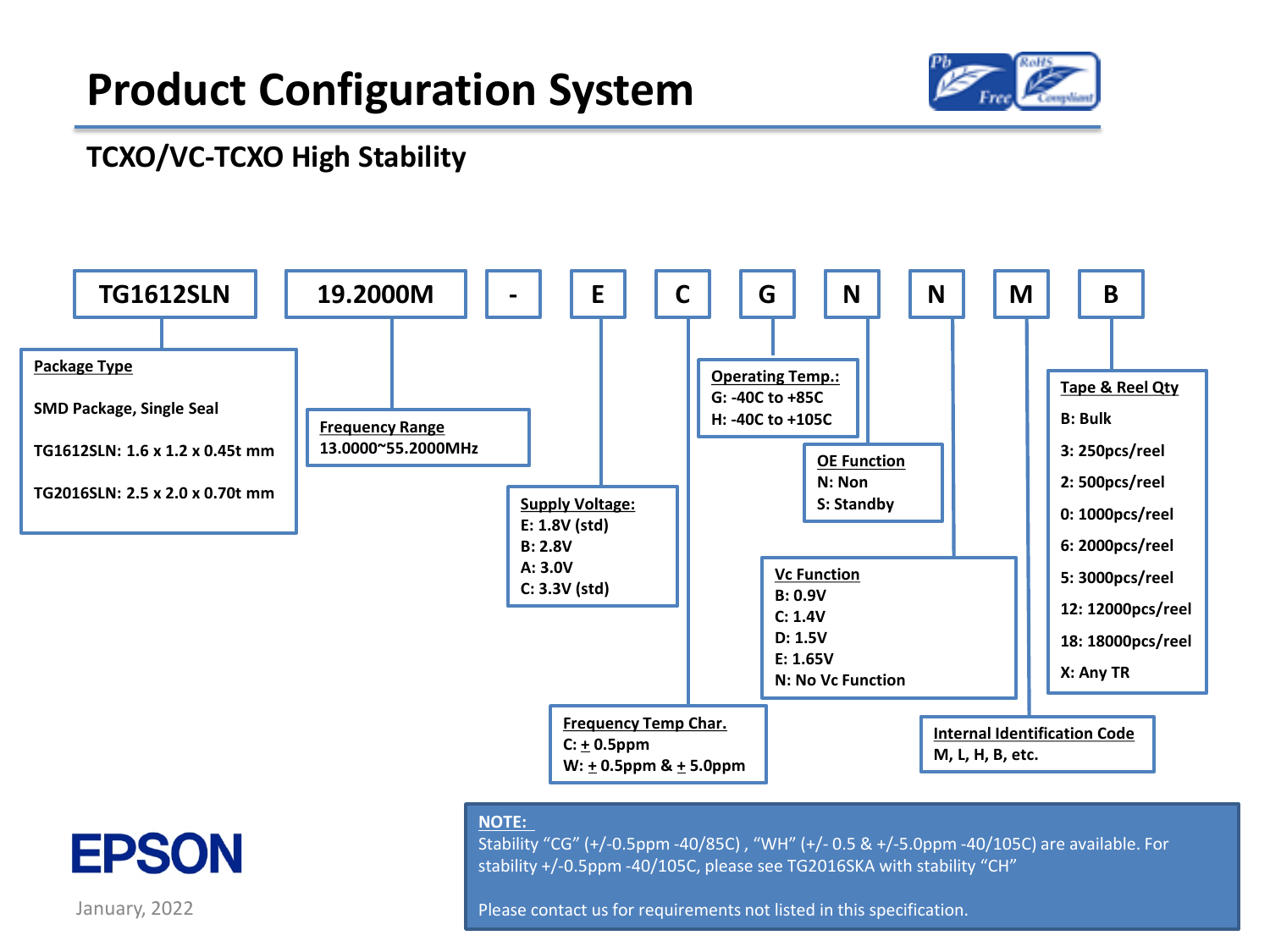# Product Configuration System

## TCXO/VC-TCXO High Stability

| TG1612SLN | 19.2000M | - | E | C | G | N | N | M | B |
|---|---|---|---|---|---|---|---|---|---|

**Package Type**

SMD Package, Single Seal

TG1612SLN: 1.6 x 1.2 x 0.45t mm

TG2016SLN: 2.5 x 2.0 x 0.70t mm

**Frequency Range**

13.0000~55.2000MHz

**Supply Voltage:**

- E: 1.8V (std)
- B: 2.8V
- A: 3.0V
- C: 3.3V (std)

**Frequency Temp Char.**

- C: ± 0.5ppm
- W: ± 0.5ppm & ± 5.0ppm

**Operating Temp.:**

- G: -40C to +85C
- H: -40C to +105C

**OE Function**

- N: Non
- S: Standby

**Vc Function**

- B: 0.9V
- C: 1.4V
- D: 1.5V
- E: 1.65V
- N: No Vc Function

**Internal Identification Code**

M, L, H, B, etc.

**Tape & Reel Qty**

- B: Bulk
- 3: 250pcs/reel
- 2: 500pcs/reel
- 0: 1000pcs/reel
- 6: 2000pcs/reel
- 5: 3000pcs/reel
- 12: 12000pcs/reel
- 18: 18000pcs/reel
- X: Any TR

**NOTE:**

Stability "CG" (+/-0.5ppm -40/85C) , "WH" (+/- 0.5 & +/-5.0ppm -40/105C) are available. For stability +/-0.5ppm -40/105C, please see TG2016SKA with stability "CH"

Please contact us for requirements not listed in this specification.

EPSON

January, 2022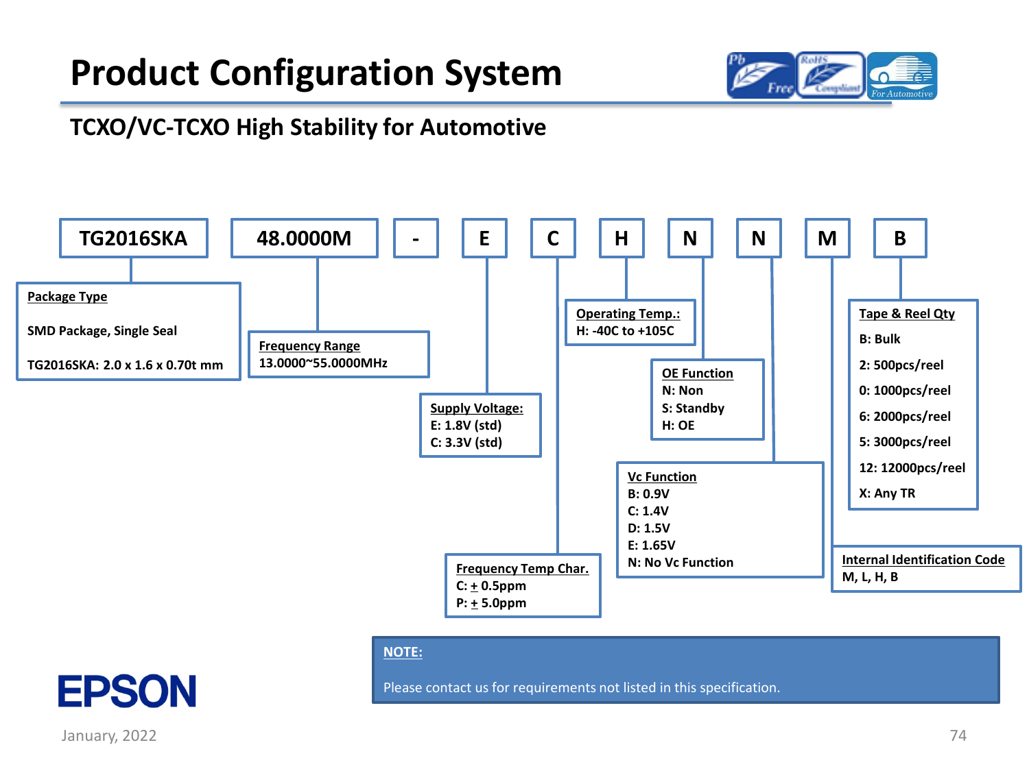# Product Configuration System

## TCXO/VC-TCXO High Stability for Automotive

| TG2016SKA | 48.0000M | - | E | C | H | N | N | M | B |
|---|---|---|---|---|---|---|---|---|---|

**Package Type**

SMD Package, Single Seal

TG2016SKA: 2.0 x 1.6 x 0.70t mm

**Frequency Range**
13.0000~55.0000MHz

**Supply Voltage:**
E: 1.8V (std)
C: 3.3V (std)

**Frequency Temp Char.**
C: ± 0.5ppm
P: ± 5.0ppm

**Operating Temp.:**
H: -40C to +105C

**OE Function**
N: Non
S: Standby
H: OE

**Vc Function**
B: 0.9V
C: 1.4V
D: 1.5V
E: 1.65V
N: No Vc Function

**Internal Identification Code**
M, L, H, B

**Tape & Reel Qty**
B: Bulk
2: 500pcs/reel
0: 1000pcs/reel
6: 2000pcs/reel
5: 3000pcs/reel
12: 12000pcs/reel
X: Any TR

**NOTE:**

Please contact us for requirements not listed in this specification.

EPSON

January, 2022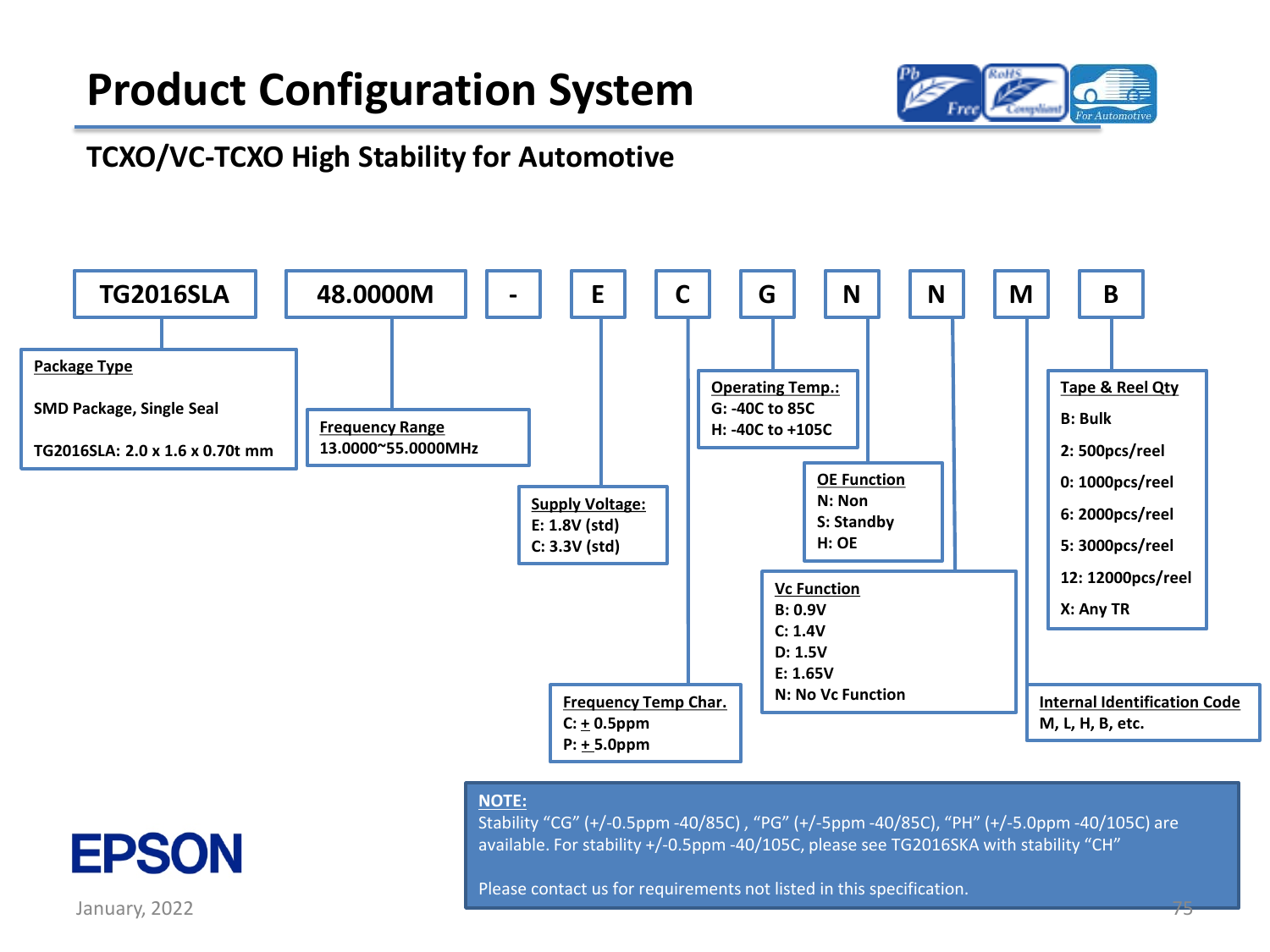# Product Configuration System

## TCXO/VC-TCXO High Stability for Automotive

| TG2016SLA | 48.0000M | - | E | C | G | N | N | M | B |
|---|---|---|---|---|---|---|---|---|---|

**Package Type**

SMD Package, Single Seal

TG2016SLA: 2.0 x 1.6 x 0.70t mm

**Frequency Range**
13.0000~55.0000MHz

**Supply Voltage:**
E: 1.8V (std)
C: 3.3V (std)

**Frequency Temp Char.**
C: ± 0.5ppm
P: ± 5.0ppm

**Operating Temp.:**
G: -40C to 85C
H: -40C to +105C

**OE Function**
N: Non
S: Standby
H: OE

**Vc Function**
B: 0.9V
C: 1.4V
D: 1.5V
E: 1.65V
N: No Vc Function

**Internal Identification Code**
M, L, H, B, etc.

**Tape & Reel Qty**

B: Bulk

2: 500pcs/reel

0: 1000pcs/reel

6: 2000pcs/reel

5: 3000pcs/reel

12: 12000pcs/reel

X: Any TR

**NOTE:**
Stability “CG” (+/-0.5ppm -40/85C) , “PG” (+/-5ppm -40/85C), “PH” (+/-5.0ppm -40/105C) are available. For stability +/-0.5ppm -40/105C, please see TG2016SKA with stability “CH”

Please contact us for requirements not listed in this specification.

EPSON

January, 2022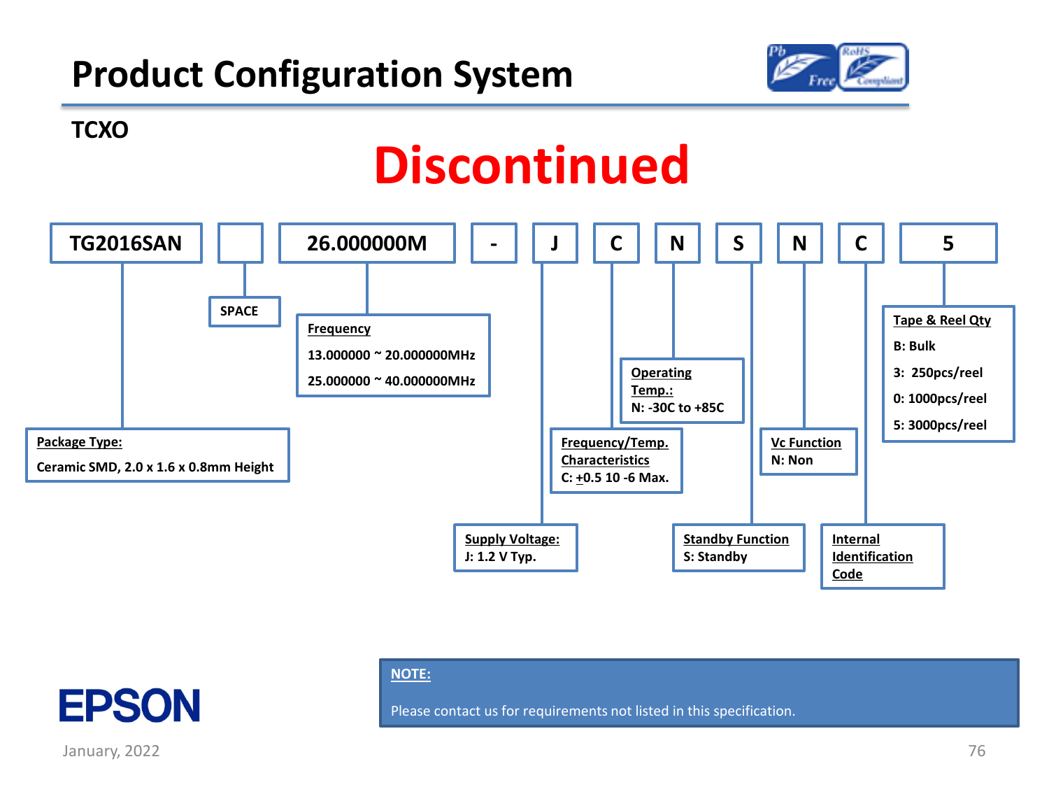# Product Configuration System

## TCXO

**Discontinued**

| TG2016SAN | (SPACE) | 26.000000M | - | J | C | N | S | N | C | 5 |
|---|---|---|---|---|---|---|---|---|---|---|

**SPACE**

**Frequency**
13.000000 ~ 20.000000MHz
25.000000 ~ 40.000000MHz

**Package Type:**
Ceramic SMD, 2.0 x 1.6 x 0.8mm Height

**Supply Voltage:**
J: 1.2 V Typ.

**Frequency/Temp. Characteristics**
C: $\pm 0.5 \times 10^{-6}$ Max.

**Operating Temp.:**
N: -30C to +85C

**Standby Function**
S: Standby

**Vc Function**
N: Non

**Internal Identification Code**

**Tape & Reel Qty**
B: Bulk
3: 250pcs/reel
0: 1000pcs/reel
5: 3000pcs/reel

**NOTE:**

Please contact us for requirements not listed in this specification.

EPSON

January, 2022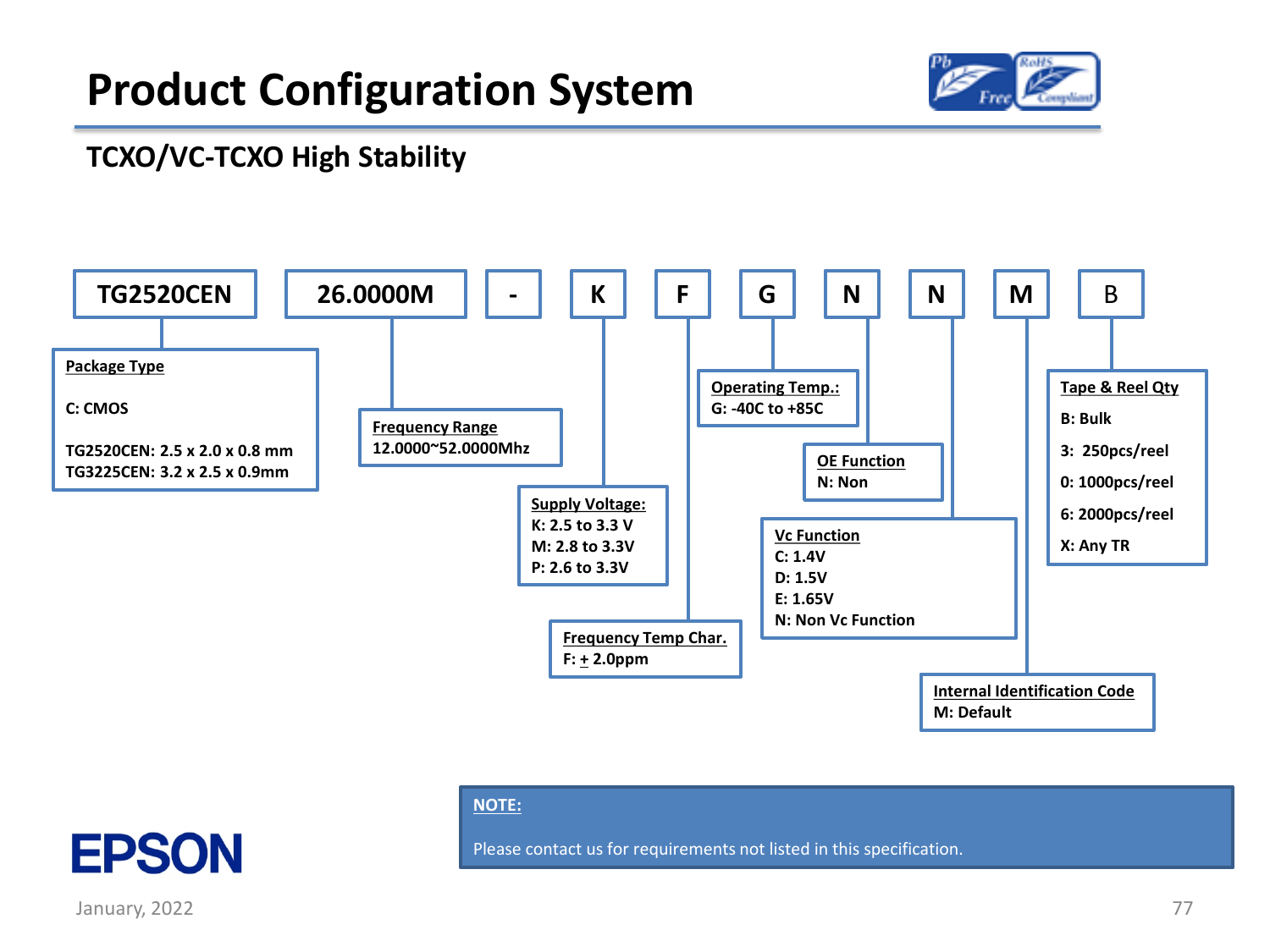# Product Configuration System

## TCXO/VC-TCXO High Stability

| TG2520CEN | 26.0000M | - | K | F | G | N | N | M | B |
|---|---|---|---|---|---|---|---|---|---|

**Package Type**

C: CMOS

TG2520CEN: 2.5 x 2.0 x 0.8 mm
TG3225CEN: 3.2 x 2.5 x 0.9mm

**Frequency Range**
12.0000~52.0000Mhz

**Supply Voltage:**
K: 2.5 to 3.3 V
M: 2.8 to 3.3V
P: 2.6 to 3.3V

**Frequency Temp Char.**
F: ± 2.0ppm

**Operating Temp.:**
G: -40C to +85C

**OE Function**
N: Non

**Vc Function**
C: 1.4V
D: 1.5V
E: 1.65V
N: Non Vc Function

**Internal Identification Code**
M: Default

**Tape & Reel Qty**
B: Bulk
3: 250pcs/reel
0: 1000pcs/reel
6: 2000pcs/reel
X: Any TR

**NOTE:**

Please contact us for requirements not listed in this specification.

EPSON

January, 2022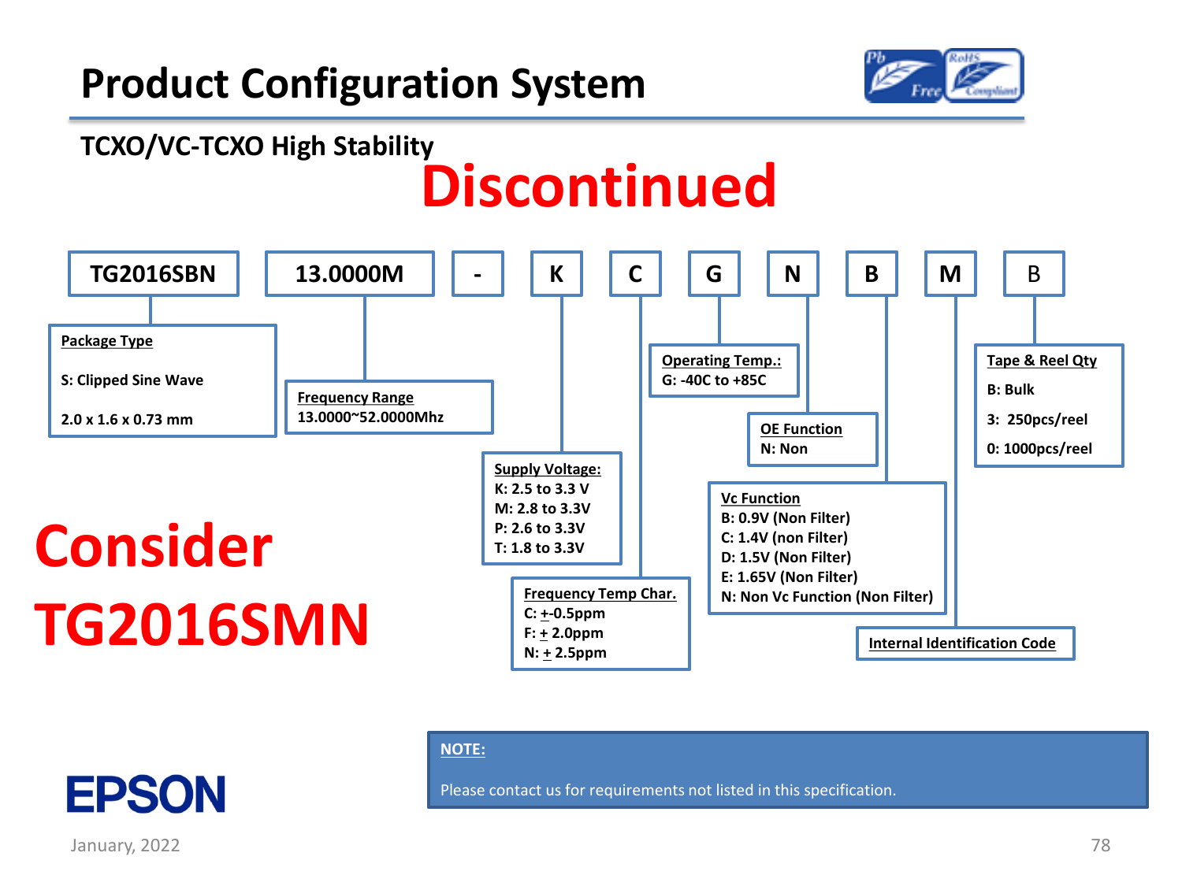# Product Configuration System

## TCXO/VC-TCXO High Stability

**Discontinued**

| TG2016SBN | 13.0000M | - | K | C | G | N | B | M | B |
|---|---|---|---|---|---|---|---|---|---|

**Package Type**
S: Clipped Sine Wave
2.0 x 1.6 x 0.73 mm

**Frequency Range**
13.0000~52.0000Mhz

**Supply Voltage:**
K: 2.5 to 3.3 V
M: 2.8 to 3.3V
P: 2.6 to 3.3V
T: 1.8 to 3.3V

**Frequency Temp Char.**
C: ±0.5ppm
F: ± 2.0ppm
N: ± 2.5ppm

**Operating Temp.:**
G: -40C to +85C

**OE Function**
N: Non

**Vc Function**
B: 0.9V (Non Filter)
C: 1.4V (non Filter)
D: 1.5V (Non Filter)
E: 1.65V (Non Filter)
N: Non Vc Function (Non Filter)

**Internal Identification Code**

**Tape & Reel Qty**
B: Bulk
3: 250pcs/reel
0: 1000pcs/reel

**Consider TG2016SMN**

**NOTE:**

Please contact us for requirements not listed in this specification.

EPSON

January, 2022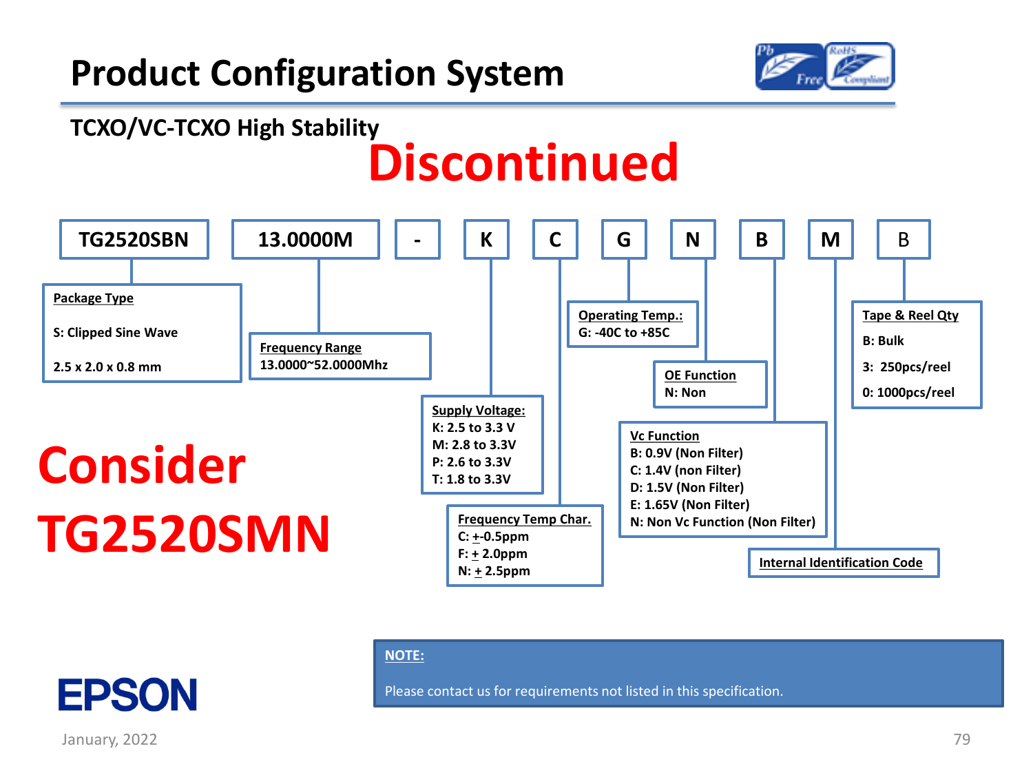# Product Configuration System

## TCXO/VC-TCXO High Stability

**Discontinued**

| TG2520SBN | 13.0000M | - | K | C | G | N | B | M | B |
|---|---|---|---|---|---|---|---|---|---|

**Package Type**
S: Clipped Sine Wave
2.5 x 2.0 x 0.8 mm

**Frequency Range**
13.0000~52.0000Mhz

**Supply Voltage:**
K: 2.5 to 3.3 V
M: 2.8 to 3.3V
P: 2.6 to 3.3V
T: 1.8 to 3.3V

**Frequency Temp Char.**
C: ±0.5ppm
F: ± 2.0ppm
N: ± 2.5ppm

**Operating Temp.:**
G: -40C to +85C

**OE Function**
N: Non

**Vc Function**
B: 0.9V (Non Filter)
C: 1.4V (non Filter)
D: 1.5V (Non Filter)
E: 1.65V (Non Filter)
N: Non Vc Function (Non Filter)

**Internal Identification Code**

**Tape & Reel Qty**
B: Bulk
3: 250pcs/reel
0: 1000pcs/reel

**Consider TG2520SMN**

**NOTE:**

Please contact us for requirements not listed in this specification.

EPSON

January, 2022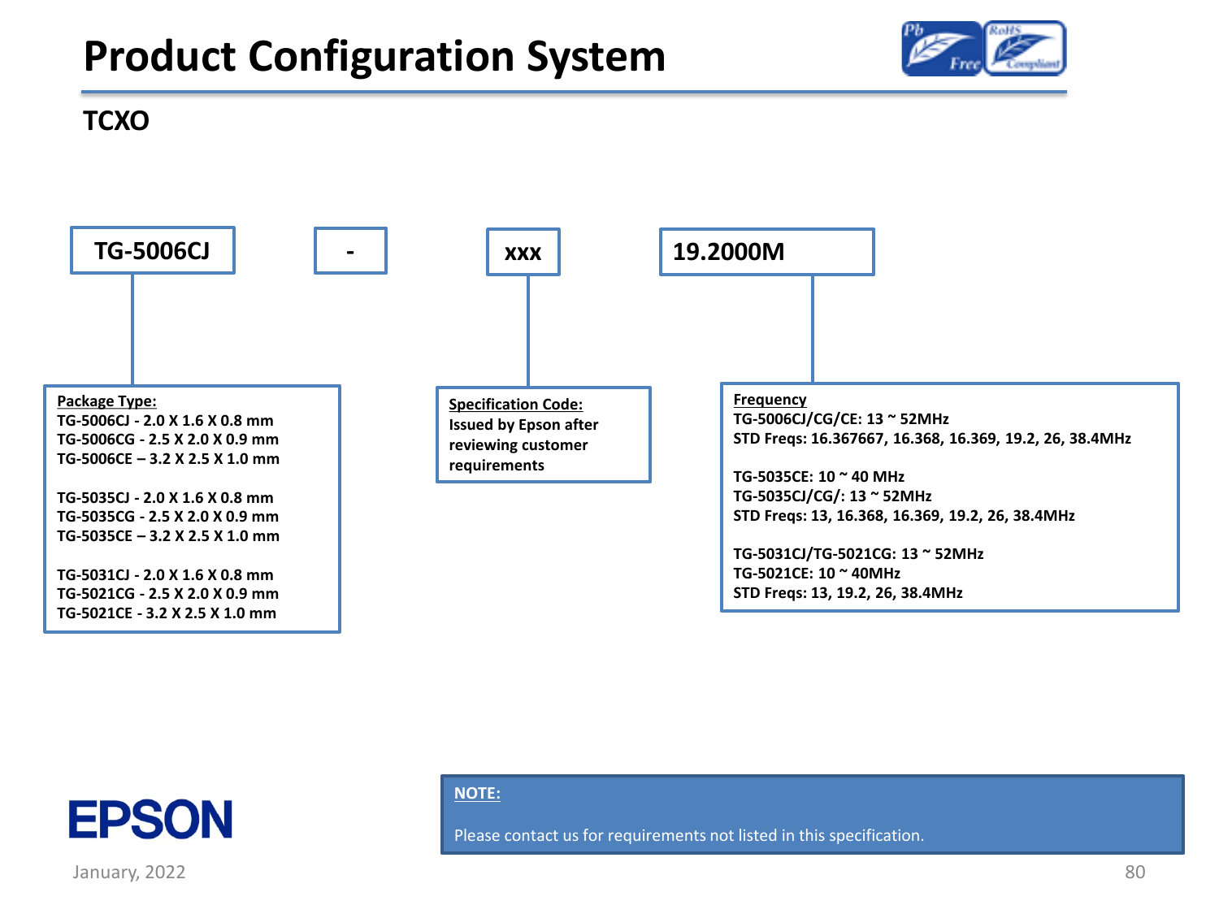# Product Configuration System

## TCXO

| TG-5006CJ | - | xxx | 19.2000M |
|---|---|---|---|

**Package Type:**

TG-5006CJ - 2.0 X 1.6 X 0.8 mm
TG-5006CG - 2.5 X 2.0 X 0.9 mm
TG-5006CE – 3.2 X 2.5 X 1.0 mm

TG-5035CJ - 2.0 X 1.6 X 0.8 mm
TG-5035CG - 2.5 X 2.0 X 0.9 mm
TG-5035CE – 3.2 X 2.5 X 1.0 mm

TG-5031CJ - 2.0 X 1.6 X 0.8 mm
TG-5021CG - 2.5 X 2.0 X 0.9 mm
TG-5021CE - 3.2 X 2.5 X 1.0 mm

**Specification Code:**

Issued by Epson after reviewing customer requirements

**Frequency**

TG-5006CJ/CG/CE: 13 ~ 52MHz
STD Freqs: 16.367667, 16.368, 16.369, 19.2, 26, 38.4MHz

TG-5035CE: 10 ~ 40 MHz
TG-5035CJ/CG/: 13 ~ 52MHz
STD Freqs: 13, 16.368, 16.369, 19.2, 26, 38.4MHz

TG-5031CJ/TG-5021CG: 13 ~ 52MHz
TG-5021CE: 10 ~ 40MHz
STD Freqs: 13, 19.2, 26, 38.4MHz

**NOTE:**

Please contact us for requirements not listed in this specification.

EPSON

January, 2022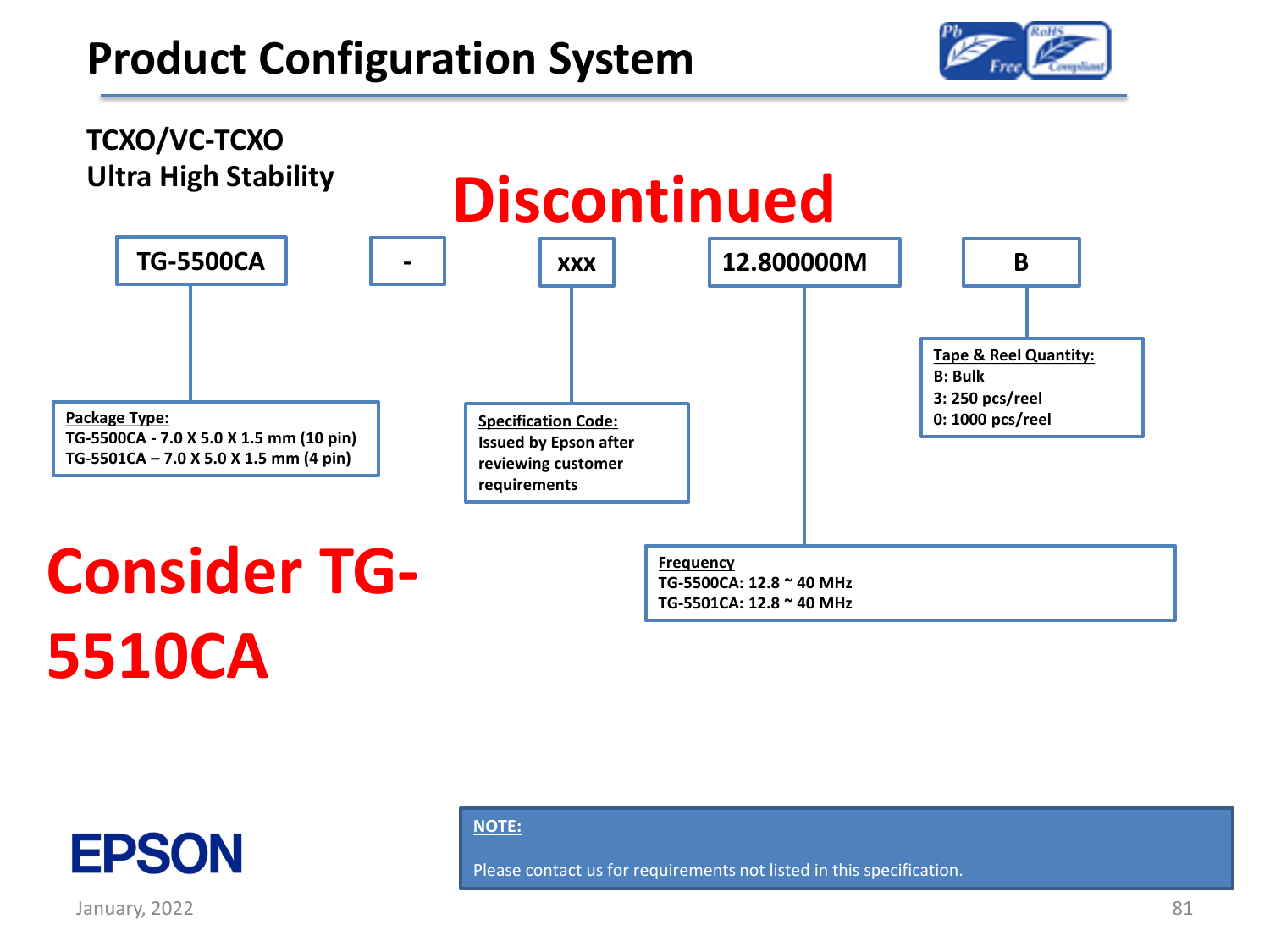# Product Configuration System

**TCXO/VC-TCXO**
**Ultra High Stability**

**Discontinued**

| TG-5500CA | - | xxx | 12.800000M | B |
|---|---|---|---|---|

**Package Type:**
TG-5500CA - 7.0 X 5.0 X 1.5 mm (10 pin)
TG-5501CA – 7.0 X 5.0 X 1.5 mm (4 pin)

**Specification Code:**
Issued by Epson after reviewing customer requirements

**Frequency**
TG-5500CA: 12.8 ~ 40 MHz
TG-5501CA: 12.8 ~ 40 MHz

**Tape & Reel Quantity:**
B: Bulk
3: 250 pcs/reel
0: 1000 pcs/reel

**Consider TG-5510CA**

**NOTE:**

Please contact us for requirements not listed in this specification.

EPSON

January, 2022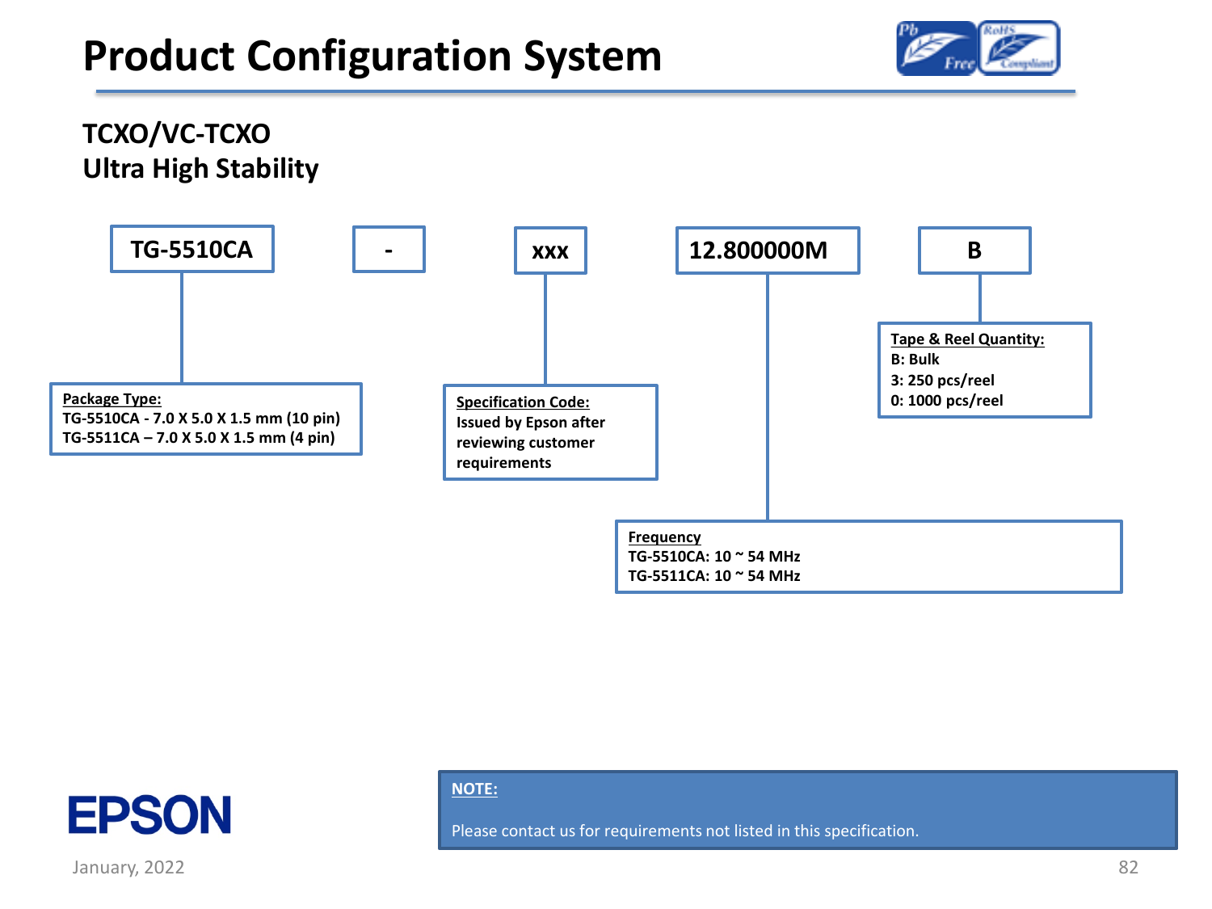# Product Configuration System

## TCXO/VC-TCXO
## Ultra High Stability

| TG-5510CA | - | xxx | 12.800000M | B |
|---|---|---|---|---|

**Package Type:**
TG-5510CA - 7.0 X 5.0 X 1.5 mm (10 pin)
TG-5511CA – 7.0 X 5.0 X 1.5 mm (4 pin)

**Specification Code:**
Issued by Epson after reviewing customer requirements

**Frequency**
TG-5510CA: 10 ~ 54 MHz
TG-5511CA: 10 ~ 54 MHz

**Tape & Reel Quantity:**
B: Bulk
3: 250 pcs/reel
0: 1000 pcs/reel

**NOTE:**

Please contact us for requirements not listed in this specification.

January, 2022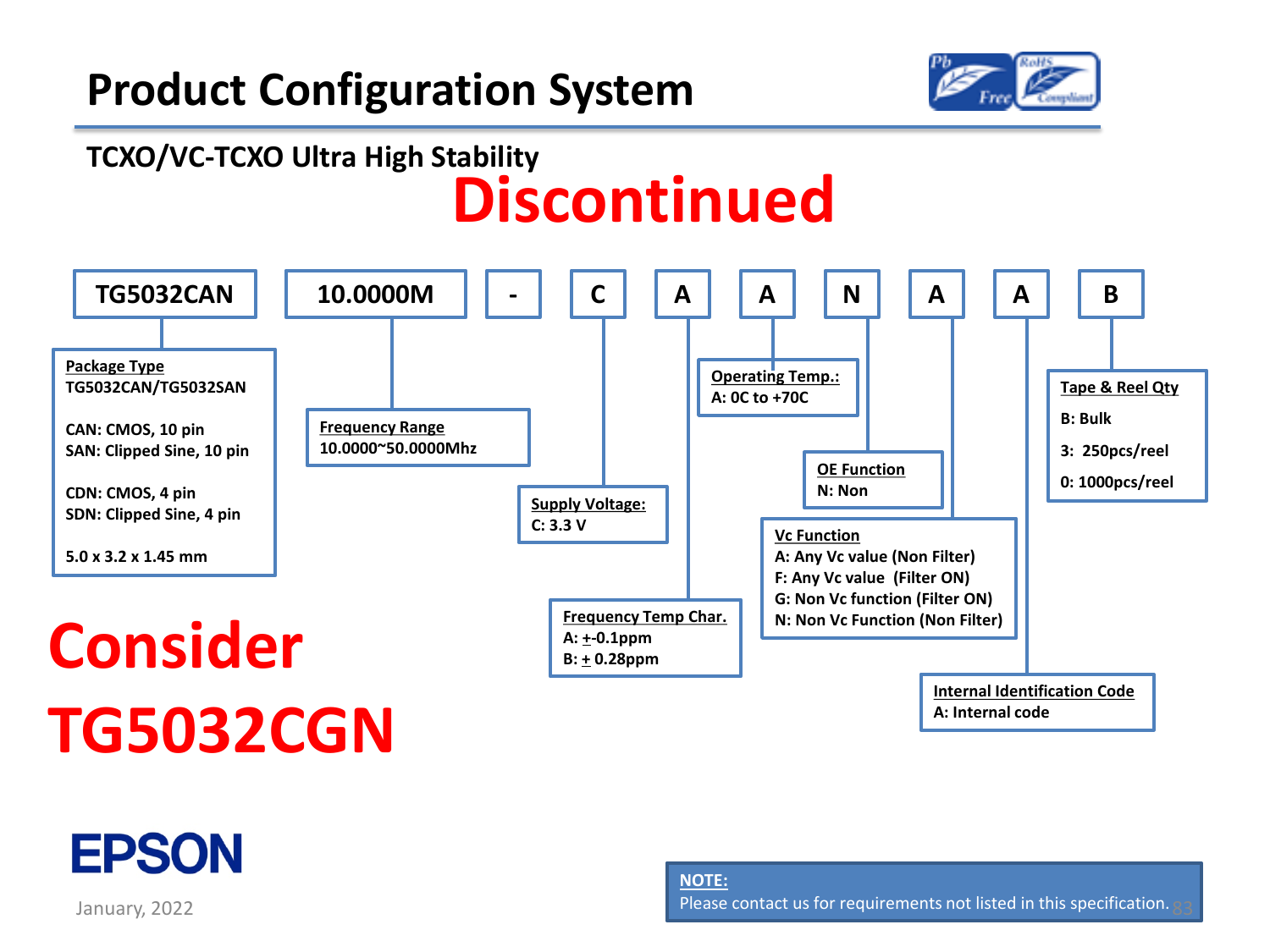# Product Configuration System

## TCXO/VC-TCXO Ultra High Stability

**Discontinued**

| TG5032CAN | 10.0000M | - | C | A | A | N | A | A | B |
|---|---|---|---|---|---|---|---|---|---|

**Package Type**
TG5032CAN/TG5032SAN

CAN: CMOS, 10 pin
SAN: Clipped Sine, 10 pin

CDN: CMOS, 4 pin
SDN: Clipped Sine, 4 pin

5.0 x 3.2 x 1.45 mm

**Frequency Range**
10.0000~50.0000Mhz

**Supply Voltage:**
C: 3.3 V

**Frequency Temp Char.**
A: ±0.1ppm
B: ± 0.28ppm

**Operating Temp.:**
A: 0C to +70C

**OE Function**
N: Non

**Vc Function**
A: Any Vc value (Non Filter)
F: Any Vc value (Filter ON)
G: Non Vc function (Filter ON)
N: Non Vc Function (Non Filter)

**Internal Identification Code**
A: Internal code

**Tape & Reel Qty**
B: Bulk
3: 250pcs/reel
0: 1000pcs/reel

**Consider TG5032CGN**

EPSON

January, 2022

**NOTE:**
Please contact us for requirements not listed in this specification.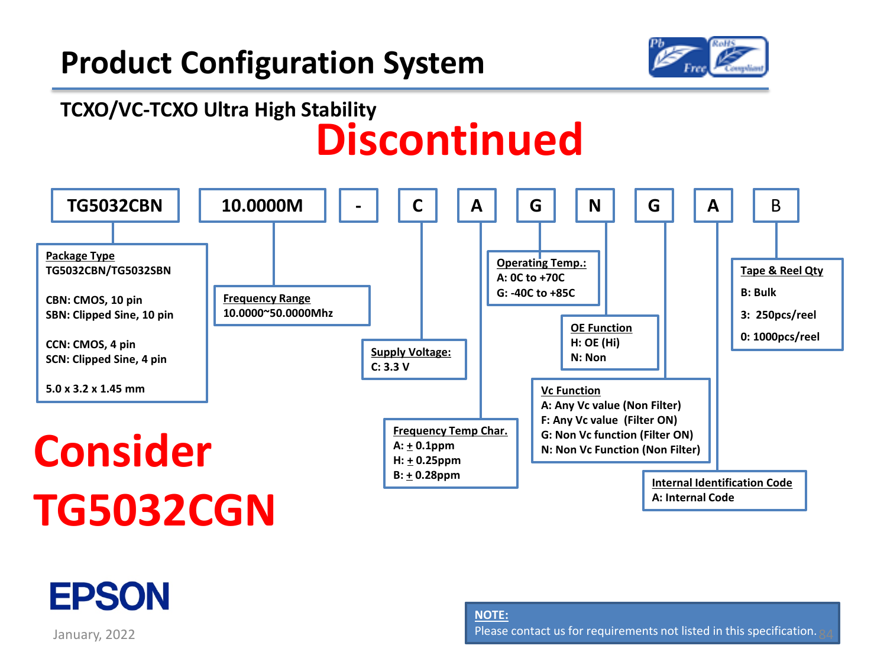# Product Configuration System

## TCXO/VC-TCXO Ultra High Stability

**Discontinued**

| TG5032CBN | 10.0000M | - | C | A | G | N | G | A | B |
|---|---|---|---|---|---|---|---|---|---|

**Package Type**
TG5032CBN/TG5032SBN

CBN: CMOS, 10 pin
SBN: Clipped Sine, 10 pin

CCN: CMOS, 4 pin
SCN: Clipped Sine, 4 pin

5.0 x 3.2 x 1.45 mm

**Frequency Range**
10.0000~50.0000Mhz

**Supply Voltage:**
C: 3.3 V

**Frequency Temp Char.**
A: ± 0.1ppm
H: ± 0.25ppm
B: ± 0.28ppm

**Operating Temp.:**
A: 0C to +70C
G: -40C to +85C

**OE Function**
H: OE (Hi)
N: Non

**Vc Function**
A: Any Vc value (Non Filter)
F: Any Vc value (Filter ON)
G: Non Vc function (Filter ON)
N: Non Vc Function (Non Filter)

**Internal Identification Code**
A: Internal Code

**Tape & Reel Qty**
B: Bulk
3: 250pcs/reel
0: 1000pcs/reel

**Consider TG5032CGN**

**NOTE:**
Please contact us for requirements not listed in this specification.

EPSON

January, 2022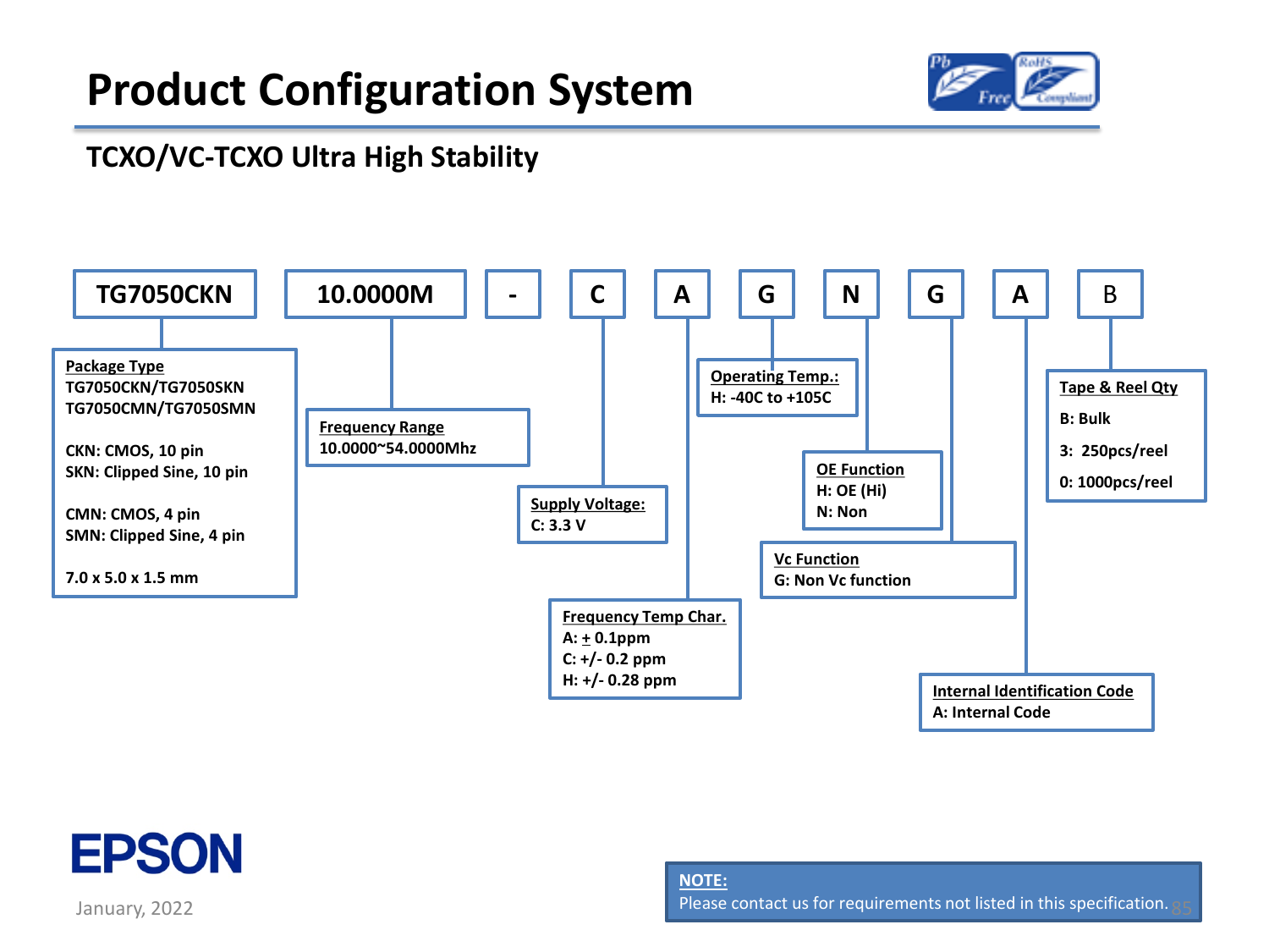# Product Configuration System

## TCXO/VC-TCXO Ultra High Stability

| TG7050CKN | 10.0000M | - | C | A | G | N | G | A | B |
|---|---|---|---|---|---|---|---|---|---|

**Package Type**
TG7050CKN/TG7050SKN
TG7050CMN/TG7050SMN

CKN: CMOS, 10 pin
SKN: Clipped Sine, 10 pin

CMN: CMOS, 4 pin
SMN: Clipped Sine, 4 pin

7.0 x 5.0 x 1.5 mm

**Frequency Range**
10.0000~54.0000Mhz

**Supply Voltage:**
C: 3.3 V

**Frequency Temp Char.**
A: ± 0.1ppm
C: +/- 0.2 ppm
H: +/- 0.28 ppm

**Operating Temp.:**
H: -40C to +105C

**OE Function**
H: OE (Hi)
N: Non

**Vc Function**
G: Non Vc function

**Internal Identification Code**
A: Internal Code

**Tape & Reel Qty**
B: Bulk
3: 250pcs/reel
0: 1000pcs/reel

EPSON

January, 2022

**NOTE:**
Please contact us for requirements not listed in this specification.